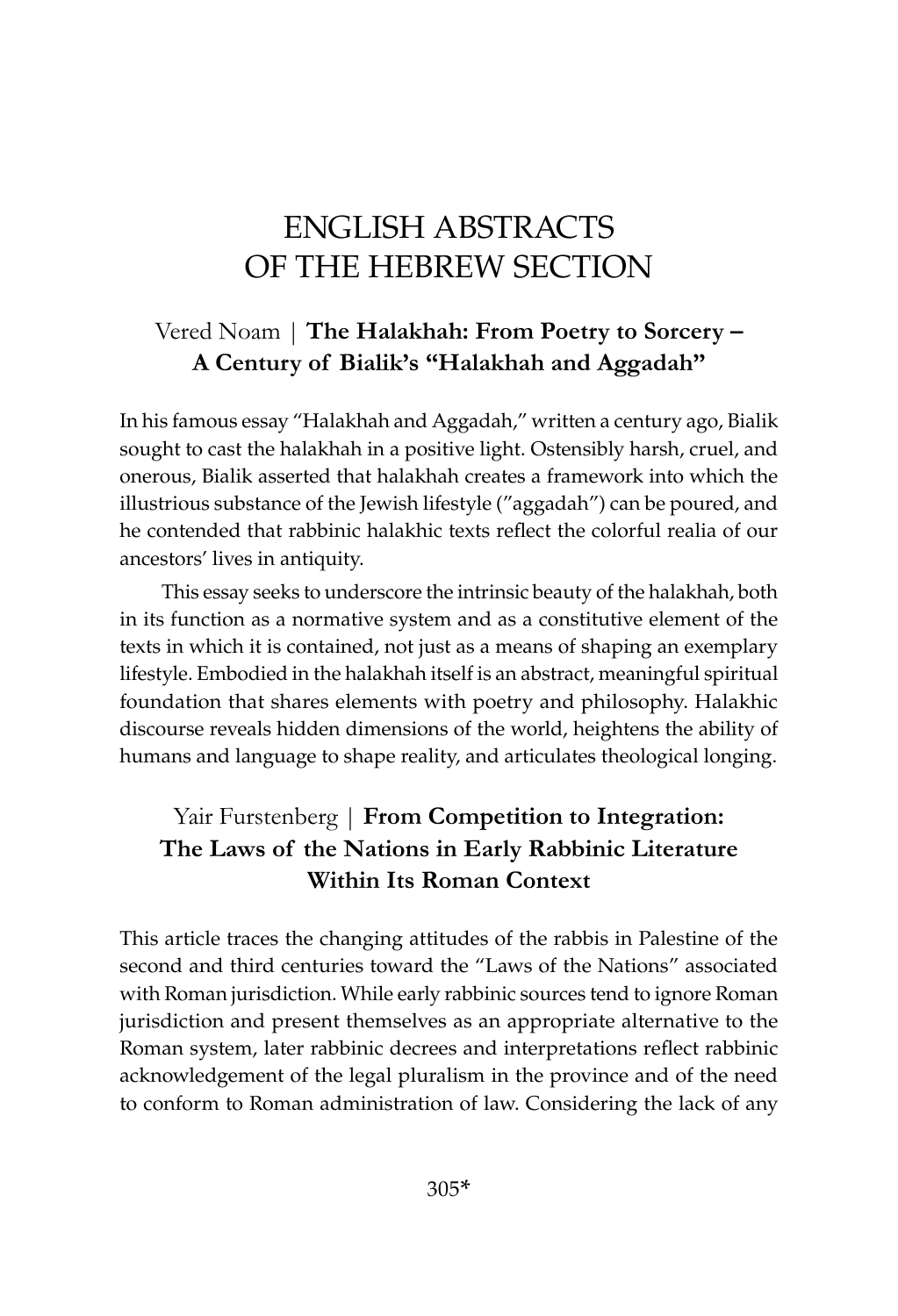# ENGLISH ABSTRACTS OF THE HEBREW SECTION

## Vered Noam | **The Halakhah: From Poetry to Sorcery – A Century of Bialik's "Halakhah and Aggadah"**

In his famous essay "Halakhah and Aggadah," written a century ago, Bialik sought to cast the halakhah in a positive light. Ostensibly harsh, cruel, and onerous, Bialik asserted that halakhah creates a framework into which the illustrious substance of the Jewish lifestyle ("aggadah") can be poured, and he contended that rabbinic halakhic texts reflect the colorful realia of our ancestors' lives in antiquity.

This essay seeks to underscore the intrinsic beauty of the halakhah, both in its function as a normative system and as a constitutive element of the texts in which it is contained, not just as a means of shaping an exemplary lifestyle. Embodied in the halakhah itself is an abstract, meaningful spiritual foundation that shares elements with poetry and philosophy. Halakhic discourse reveals hidden dimensions of the world, heightens the ability of humans and language to shape reality, and articulates theological longing.

## Yair Furstenberg | **From Competition to Integration: The Laws of the Nations in Early Rabbinic Literature Within Its Roman Context**

This article traces the changing attitudes of the rabbis in Palestine of the second and third centuries toward the "Laws of the Nations" associated with Roman jurisdiction. While early rabbinic sources tend to ignore Roman jurisdiction and present themselves as an appropriate alternative to the Roman system, later rabbinic decrees and interpretations reflect rabbinic acknowledgement of the legal pluralism in the province and of the need to conform to Roman administration of law. Considering the lack of any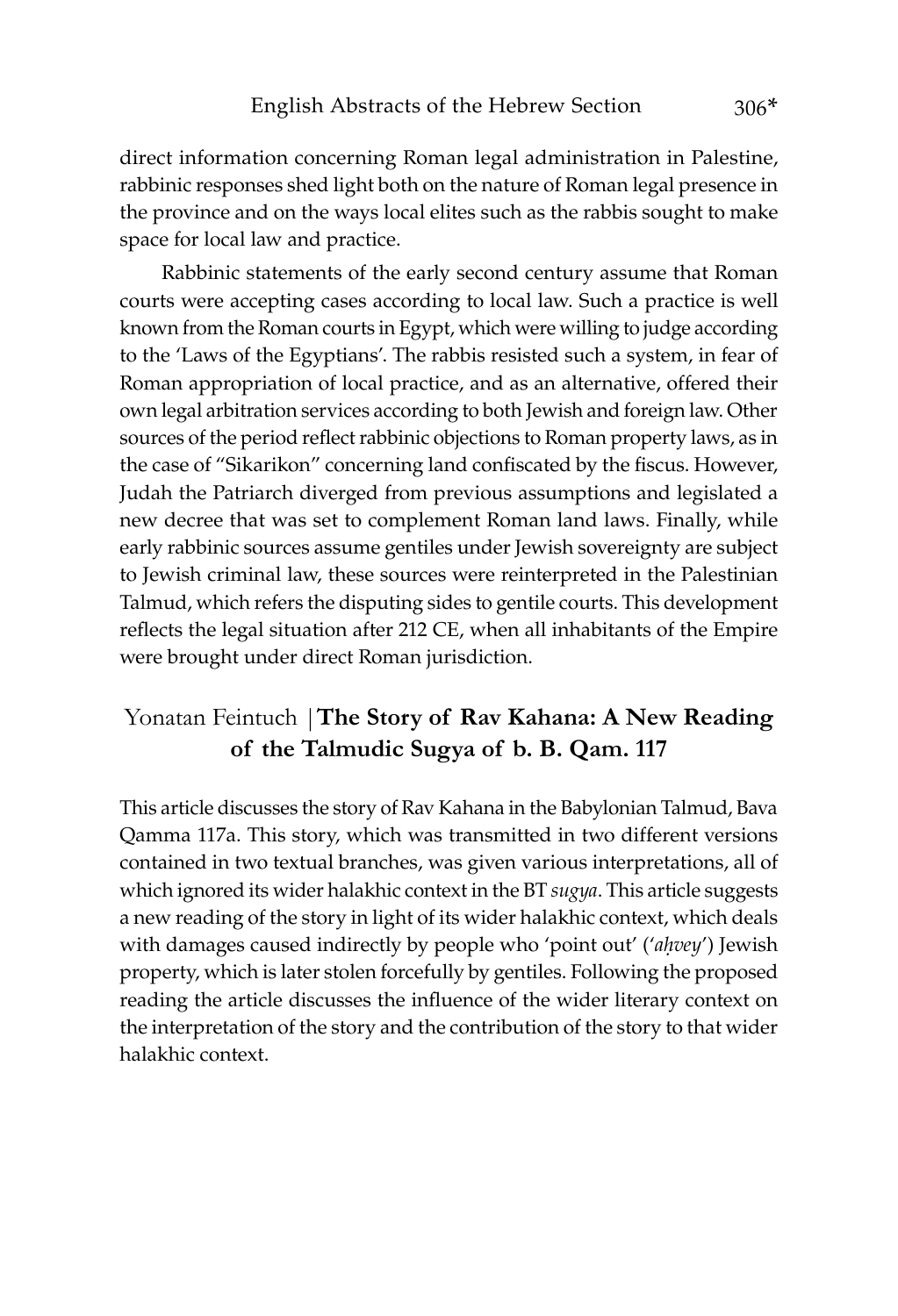direct information concerning Roman legal administration in Palestine, rabbinic responses shed light both on the nature of Roman legal presence in the province and on the ways local elites such as the rabbis sought to make space for local law and practice.

Rabbinic statements of the early second century assume that Roman courts were accepting cases according to local law. Such a practice is well known from the Roman courts in Egypt, which were willing to judge according to the 'Laws of the Egyptians'. The rabbis resisted such a system, in fear of Roman appropriation of local practice, and as an alternative, offered their own legal arbitration services according to both Jewish and foreign law. Other sources of the period reflect rabbinic objections to Roman property laws, as in the case of "Sikarikon" concerning land confiscated by the fiscus. However, Judah the Patriarch diverged from previous assumptions and legislated a new decree that was set to complement Roman land laws. Finally, while early rabbinic sources assume gentiles under Jewish sovereignty are subject to Jewish criminal law, these sources were reinterpreted in the Palestinian Talmud, which refers the disputing sides to gentile courts. This development reflects the legal situation after 212 CE, when all inhabitants of the Empire were brought under direct Roman jurisdiction.

## Yonatan Feintuch | **The Story of Rav Kahana: A New Reading of the Talmudic Sugya of b. B. Qam. 117**

This article discusses the story of Rav Kahana in the Babylonian Talmud, Bava Qamma 117a. This story, which was transmitted in two different versions contained in two textual branches, was given various interpretations, all of which ignored its wider halakhic context in the BT *sugya*. This article suggests a new reading of the story in light of its wider halakhic context, which deals with damages caused indirectly by people who 'point out' ('*aḥvey*') Jewish property, which is later stolen forcefully by gentiles. Following the proposed reading the article discusses the influence of the wider literary context on the interpretation of the story and the contribution of the story to that wider halakhic context.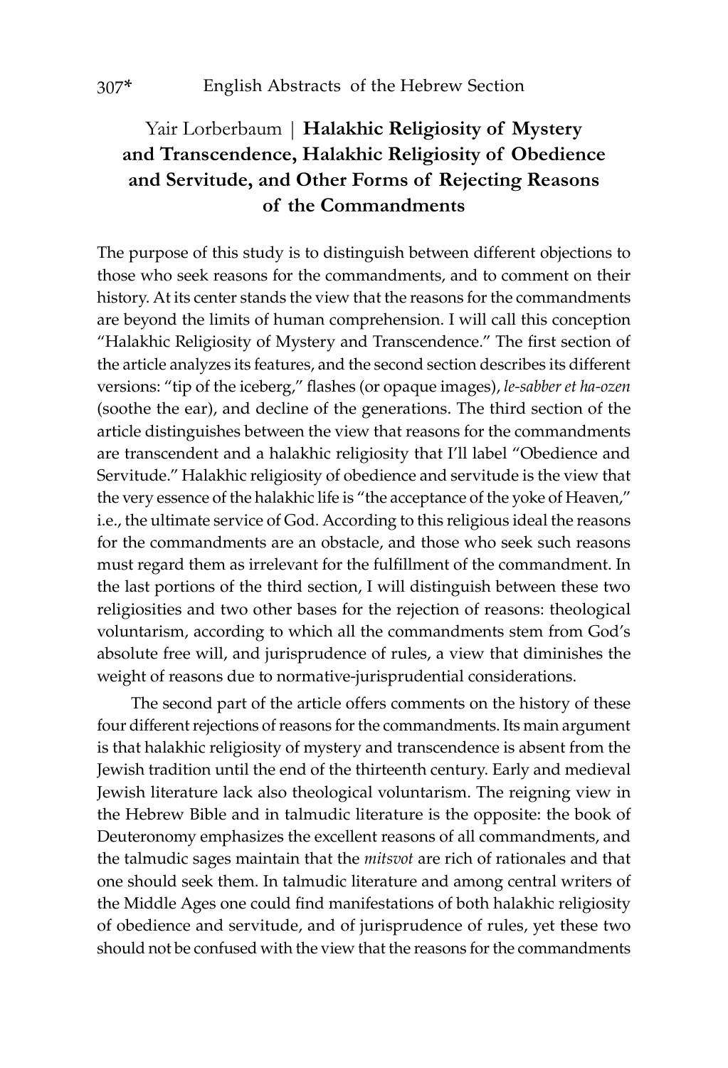## Yair Lorberbaum | **Halakhic Religiosity of Mystery and Transcendence, Halakhic Religiosity of Obedience and Servitude, and Other Forms of Rejecting Reasons of the Commandments**

The purpose of this study is to distinguish between different objections to those who seek reasons for the commandments, and to comment on their history. At its center stands the view that the reasons for the commandments are beyond the limits of human comprehension. I will call this conception "Halakhic Religiosity of Mystery and Transcendence." The first section of the article analyzes its features, and the second section describes its different versions: "tip of the iceberg," flashes (or opaque images), *le-sabber et ha-ozen* (soothe the ear), and decline of the generations. The third section of the article distinguishes between the view that reasons for the commandments are transcendent and a halakhic religiosity that I'll label "Obedience and Servitude." Halakhic religiosity of obedience and servitude is the view that the very essence of the halakhic life is "the acceptance of the yoke of Heaven," i.e., the ultimate service of God. According to this religious ideal the reasons for the commandments are an obstacle, and those who seek such reasons must regard them as irrelevant for the fulfillment of the commandment. In the last portions of the third section, I will distinguish between these two religiosities and two other bases for the rejection of reasons: theological voluntarism, according to which all the commandments stem from God's absolute free will, and jurisprudence of rules, a view that diminishes the weight of reasons due to normative-jurisprudential considerations.

The second part of the article offers comments on the history of these four different rejections of reasons for the commandments. Its main argument is that halakhic religiosity of mystery and transcendence is absent from the Jewish tradition until the end of the thirteenth century. Early and medieval Jewish literature lack also theological voluntarism. The reigning view in the Hebrew Bible and in talmudic literature is the opposite: the book of Deuteronomy emphasizes the excellent reasons of all commandments, and the talmudic sages maintain that the *mitsvot* are rich of rationales and that one should seek them. In talmudic literature and among central writers of the Middle Ages one could find manifestations of both halakhic religiosity of obedience and servitude, and of jurisprudence of rules, yet these two should not be confused with the view that the reasons for the commandments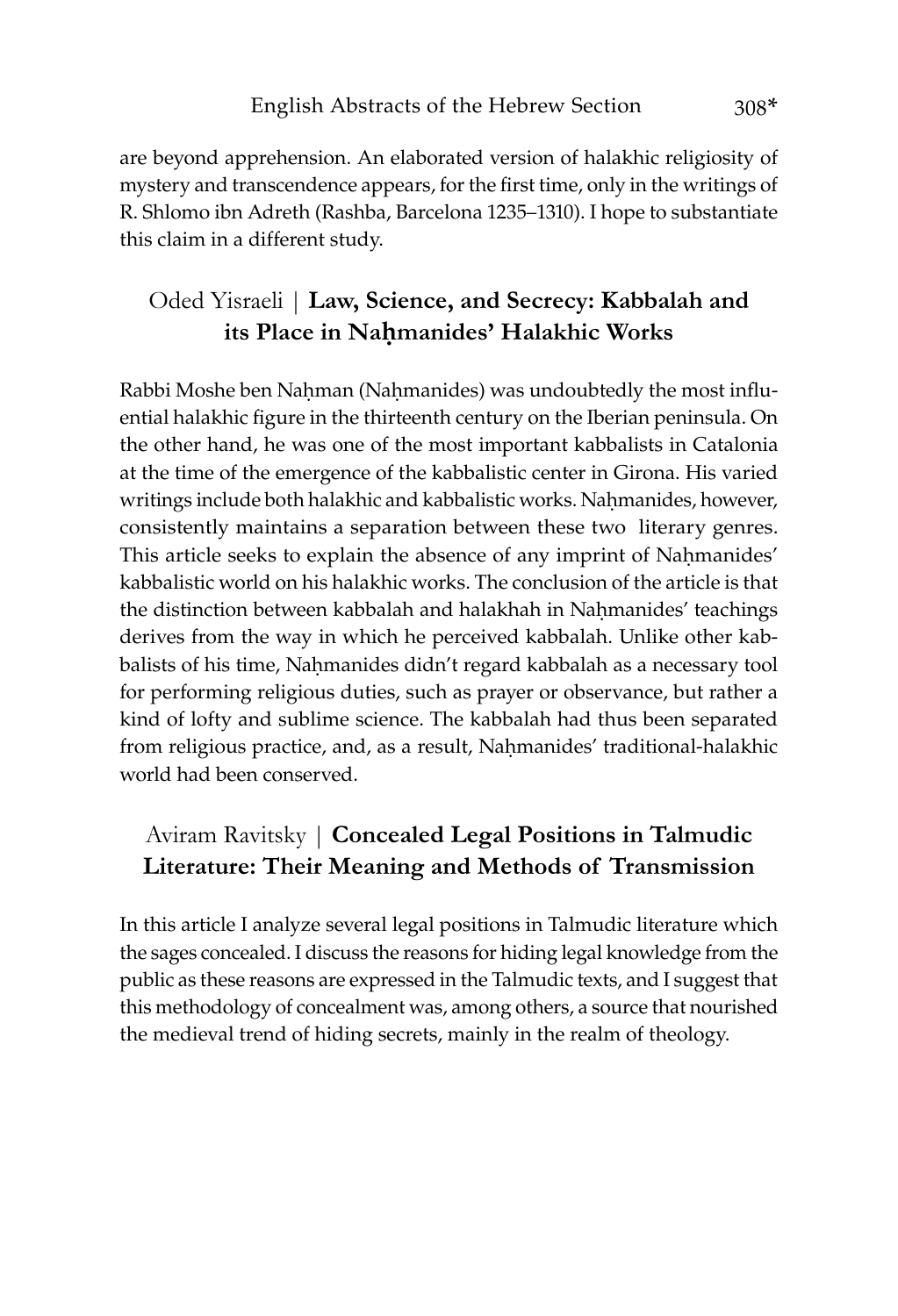are beyond apprehension. An elaborated version of halakhic religiosity of mystery and transcendence appears, for the first time, only in the writings of R. Shlomo ibn Adreth (Rashba, Barcelona 1235–1310). I hope to substantiate this claim in a different study.

## Oded Yisraeli | **Law, Science, and Secrecy: Kabbalah and its Place in Naḥmanides' Halakhic Works**

Rabbi Moshe ben Naḥman (Naḥmanides) was undoubtedly the most influential halakhic figure in the thirteenth century on the Iberian peninsula. On the other hand, he was one of the most important kabbalists in Catalonia at the time of the emergence of the kabbalistic center in Girona. His varied writings include both halakhic and kabbalistic works. Naḥmanides, however, consistently maintains a separation between these two literary genres. This article seeks to explain the absence of any imprint of Naḥmanides' kabbalistic world on his halakhic works. The conclusion of the article is that the distinction between kabbalah and halakhah in Naḥmanides' teachings derives from the way in which he perceived kabbalah. Unlike other kabbalists of his time, Naḥmanides didn't regard kabbalah as a necessary tool for performing religious duties, such as prayer or observance, but rather a kind of lofty and sublime science. The kabbalah had thus been separated from religious practice, and, as a result, Naḥmanides' traditional-halakhic world had been conserved.

## Aviram Ravitsky | **Concealed Legal Positions in Talmudic Literature: Their Meaning and Methods of Transmission**

In this article I analyze several legal positions in Talmudic literature which the sages concealed. I discuss the reasons for hiding legal knowledge from the public as these reasons are expressed in the Talmudic texts, and I suggest that this methodology of concealment was, among others, a source that nourished the medieval trend of hiding secrets, mainly in the realm of theology.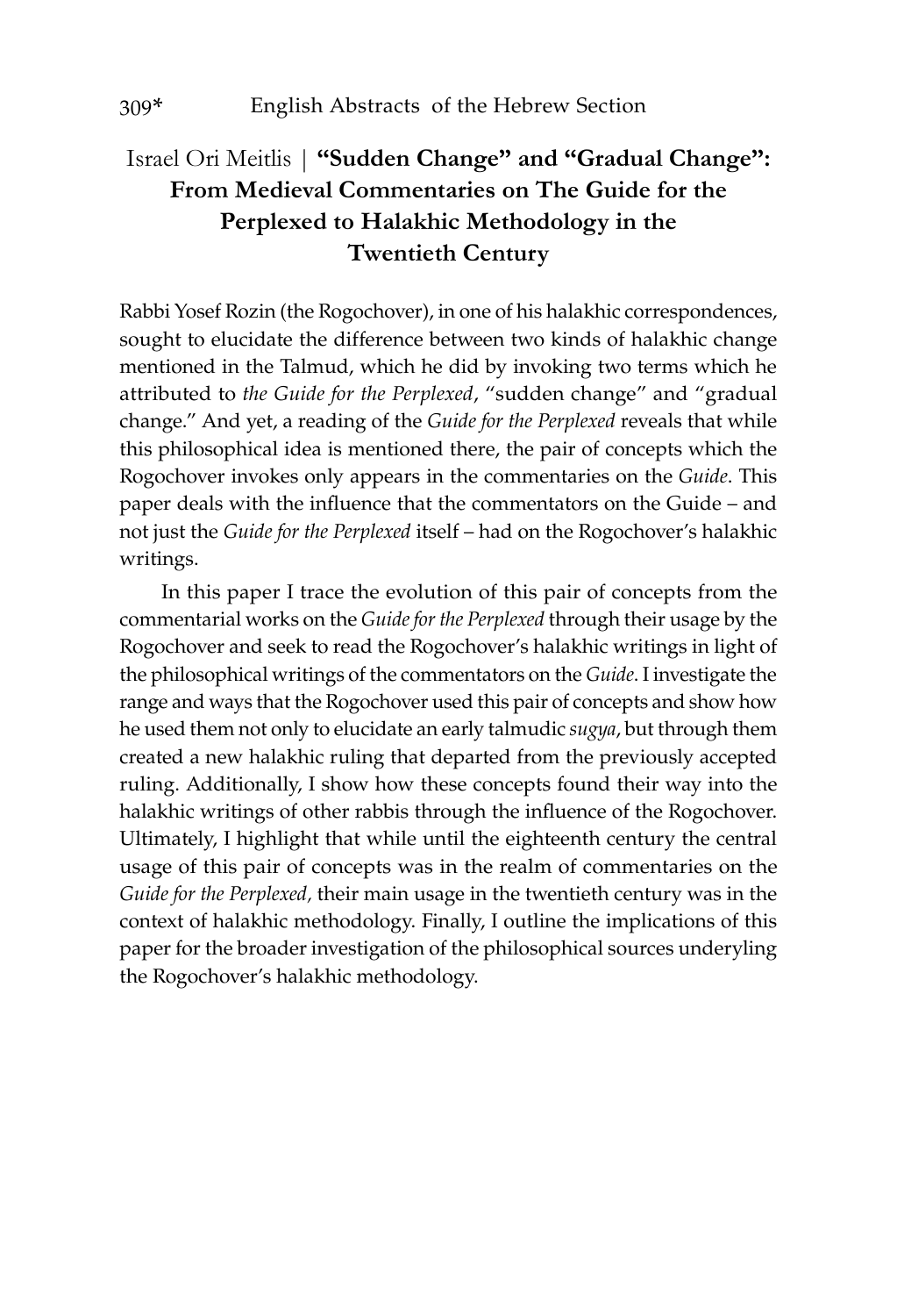## Israel Ori Meitlis | **"Sudden Change" and "Gradual Change": From Medieval Commentaries on The Guide for the Perplexed to Halakhic Methodology in the Twentieth Century**

Rabbi Yosef Rozin (the Rogochover), in one of his halakhic correspondences, sought to elucidate the difference between two kinds of halakhic change mentioned in the Talmud, which he did by invoking two terms which he attributed to *the Guide for the Perplexed*, "sudden change" and "gradual change." And yet, a reading of the *Guide for the Perplexed* reveals that while this philosophical idea is mentioned there, the pair of concepts which the Rogochover invokes only appears in the commentaries on the *Guide*. This paper deals with the influence that the commentators on the Guide – and not just the *Guide for the Perplexed* itself – had on the Rogochover's halakhic writings.

In this paper I trace the evolution of this pair of concepts from the commentarial works on the *Guide for the Perplexed* through their usage by the Rogochover and seek to read the Rogochover's halakhic writings in light of the philosophical writings of the commentators on the *Guide*. I investigate the range and ways that the Rogochover used this pair of concepts and show how he used them not only to elucidate an early talmudic *sugya*, but through them created a new halakhic ruling that departed from the previously accepted ruling. Additionally, I show how these concepts found their way into the halakhic writings of other rabbis through the influence of the Rogochover. Ultimately, I highlight that while until the eighteenth century the central usage of this pair of concepts was in the realm of commentaries on the *Guide for the Perplexed,* their main usage in the twentieth century was in the context of halakhic methodology. Finally, I outline the implications of this paper for the broader investigation of the philosophical sources underyling the Rogochover's halakhic methodology.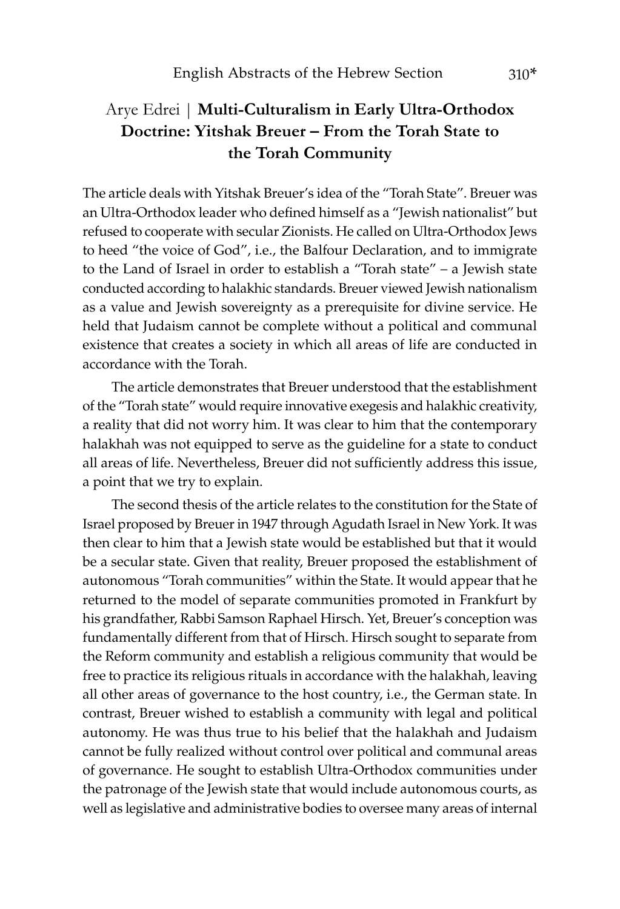## Arye Edrei | **Multi-Culturalism in Early Ultra-Orthodox Doctrine: Yitshak Breuer – From the Torah State to the Torah Community**

The article deals with Yitshak Breuer's idea of the "Torah State". Breuer was an Ultra-Orthodox leader who defined himself as a "Jewish nationalist" but refused to cooperate with secular Zionists. He called on Ultra-Orthodox Jews to heed "the voice of God", i.e., the Balfour Declaration, and to immigrate to the Land of Israel in order to establish a "Torah state" – a Jewish state conducted according to halakhic standards. Breuer viewed Jewish nationalism as a value and Jewish sovereignty as a prerequisite for divine service. He held that Judaism cannot be complete without a political and communal existence that creates a society in which all areas of life are conducted in accordance with the Torah.

The article demonstrates that Breuer understood that the establishment of the "Torah state" would require innovative exegesis and halakhic creativity, a reality that did not worry him. It was clear to him that the contemporary halakhah was not equipped to serve as the guideline for a state to conduct all areas of life. Nevertheless, Breuer did not sufficiently address this issue, a point that we try to explain.

The second thesis of the article relates to the constitution for the State of Israel proposed by Breuer in 1947 through Agudath Israel in New York. It was then clear to him that a Jewish state would be established but that it would be a secular state. Given that reality, Breuer proposed the establishment of autonomous "Torah communities" within the State. It would appear that he returned to the model of separate communities promoted in Frankfurt by his grandfather, Rabbi Samson Raphael Hirsch. Yet, Breuer's conception was fundamentally different from that of Hirsch. Hirsch sought to separate from the Reform community and establish a religious community that would be free to practice its religious rituals in accordance with the halakhah, leaving all other areas of governance to the host country, i.e., the German state. In contrast, Breuer wished to establish a community with legal and political autonomy. He was thus true to his belief that the halakhah and Judaism cannot be fully realized without control over political and communal areas of governance. He sought to establish Ultra-Orthodox communities under the patronage of the Jewish state that would include autonomous courts, as well as legislative and administrative bodies to oversee many areas of internal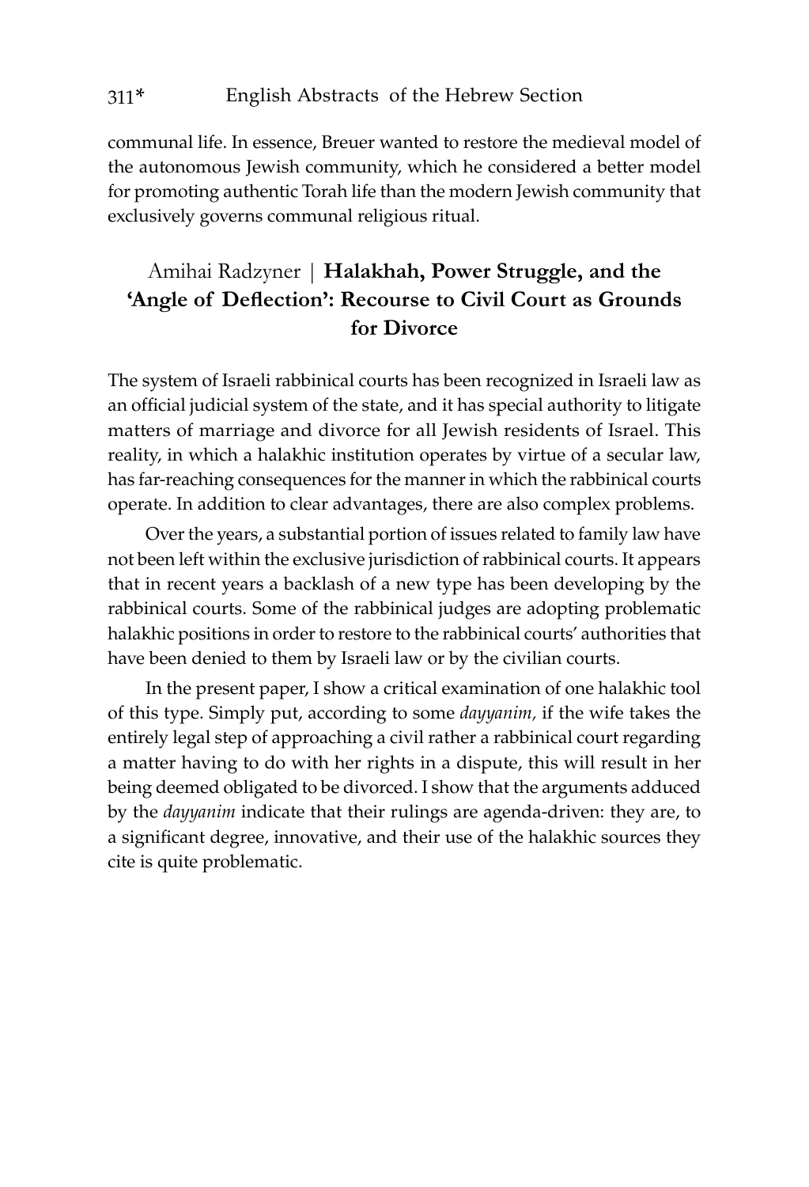communal life. In essence, Breuer wanted to restore the medieval model of the autonomous Jewish community, which he considered a better model for promoting authentic Torah life than the modern Jewish community that exclusively governs communal religious ritual.

## Amihai Radzyner | **Halakhah, Power Struggle, and the 'Angle of Deflection': Recourse to Civil Court as Grounds for Divorce**

The system of Israeli rabbinical courts has been recognized in Israeli law as an official judicial system of the state, and it has special authority to litigate matters of marriage and divorce for all Jewish residents of Israel. This reality, in which a halakhic institution operates by virtue of a secular law, has far-reaching consequences for the manner in which the rabbinical courts operate. In addition to clear advantages, there are also complex problems.

Over the years, a substantial portion of issues related to family law have not been left within the exclusive jurisdiction of rabbinical courts. It appears that in recent years a backlash of a new type has been developing by the rabbinical courts. Some of the rabbinical judges are adopting problematic halakhic positions in order to restore to the rabbinical courts' authorities that have been denied to them by Israeli law or by the civilian courts.

In the present paper, I show a critical examination of one halakhic tool of this type. Simply put, according to some *dayyanim,* if the wife takes the entirely legal step of approaching a civil rather a rabbinical court regarding a matter having to do with her rights in a dispute, this will result in her being deemed obligated to be divorced. I show that the arguments adduced by the *dayyanim* indicate that their rulings are agenda-driven: they are, to a significant degree, innovative, and their use of the halakhic sources they cite is quite problematic.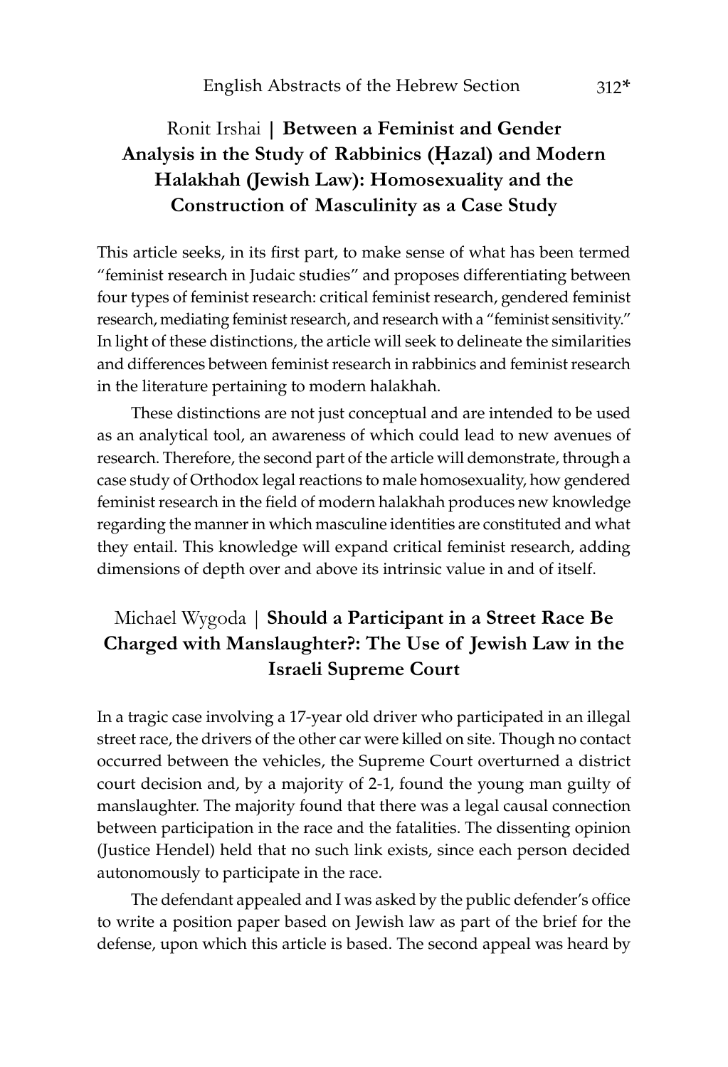## Ronit Irshai | **Between a Feminist and Gender Analysis in the Study of Rabbinics (Ḥazal) and Modern Halakhah (Jewish Law): Homosexuality and the Construction of Masculinity as a Case Study**

This article seeks, in its first part, to make sense of what has been termed "feminist research in Judaic studies" and proposes differentiating between four types of feminist research: critical feminist research, gendered feminist research, mediating feminist research, and research with a "feminist sensitivity." In light of these distinctions, the article will seek to delineate the similarities and differences between feminist research in rabbinics and feminist research in the literature pertaining to modern halakhah.

These distinctions are not just conceptual and are intended to be used as an analytical tool, an awareness of which could lead to new avenues of research. Therefore, the second part of the article will demonstrate, through a case study of Orthodox legal reactions to male homosexuality, how gendered feminist research in the field of modern halakhah produces new knowledge regarding the manner in which masculine identities are constituted and what they entail. This knowledge will expand critical feminist research, adding dimensions of depth over and above its intrinsic value in and of itself.

## Michael Wygoda | **Should a Participant in a Street Race Be Charged with Manslaughter?: The Use of Jewish Law in the Israeli Supreme Court**

In a tragic case involving a 17-year old driver who participated in an illegal street race, the drivers of the other car were killed on site. Though no contact occurred between the vehicles, the Supreme Court overturned a district court decision and, by a majority of 2-1, found the young man guilty of manslaughter. The majority found that there was a legal causal connection between participation in the race and the fatalities. The dissenting opinion (Justice Hendel) held that no such link exists, since each person decided autonomously to participate in the race.

The defendant appealed and I was asked by the public defender's office to write a position paper based on Jewish law as part of the brief for the defense, upon which this article is based. The second appeal was heard by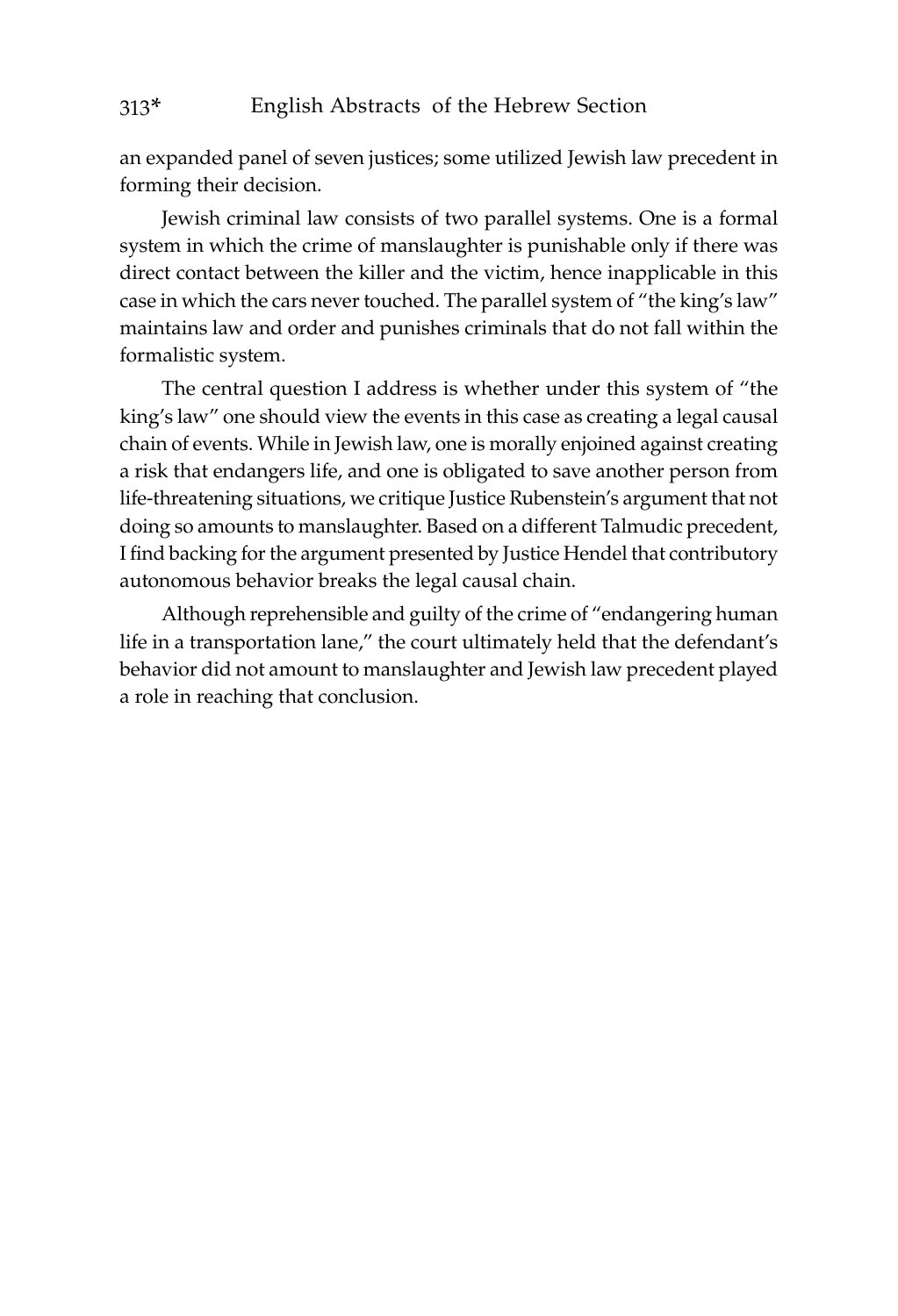an expanded panel of seven justices; some utilized Jewish law precedent in forming their decision.

Jewish criminal law consists of two parallel systems. One is a formal system in which the crime of manslaughter is punishable only if there was direct contact between the killer and the victim, hence inapplicable in this case in which the cars never touched. The parallel system of "the king's law" maintains law and order and punishes criminals that do not fall within the formalistic system.

The central question I address is whether under this system of "the king's law" one should view the events in this case as creating a legal causal chain of events. While in Jewish law, one is morally enjoined against creating a risk that endangers life, and one is obligated to save another person from life-threatening situations, we critique Justice Rubenstein's argument that not doing so amounts to manslaughter. Based on a different Talmudic precedent, I find backing for the argument presented by Justice Hendel that contributory autonomous behavior breaks the legal causal chain.

Although reprehensible and guilty of the crime of "endangering human life in a transportation lane," the court ultimately held that the defendant's behavior did not amount to manslaughter and Jewish law precedent played a role in reaching that conclusion.